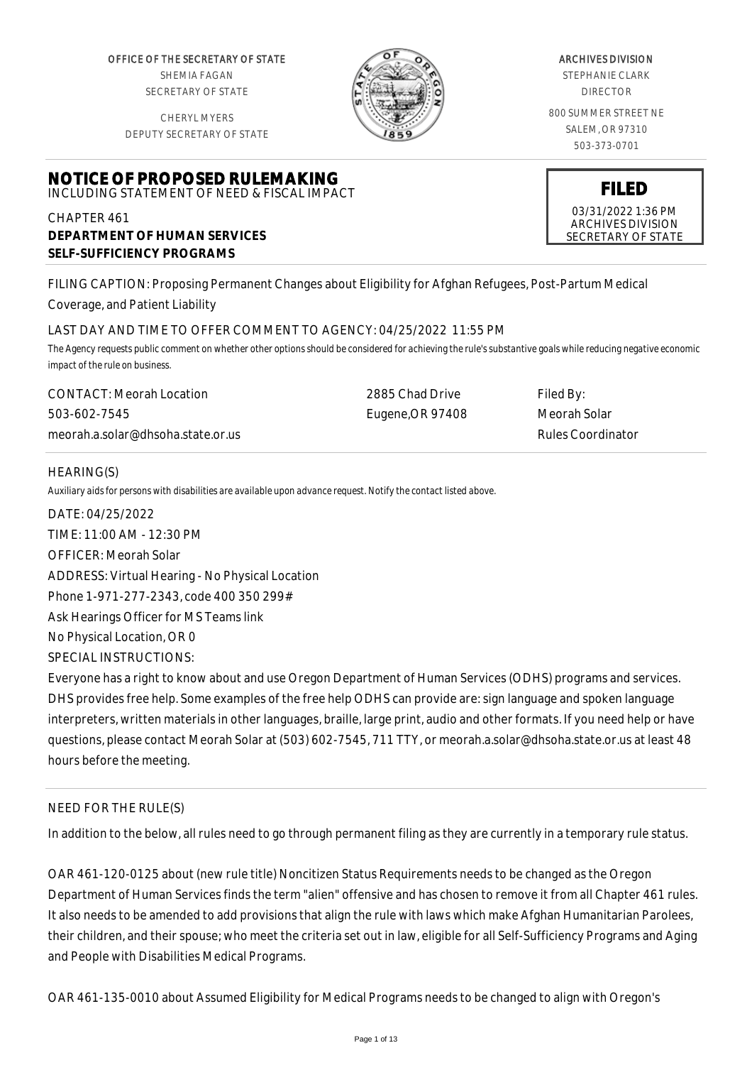OFFICE OF THE SECRETARY OF STATE
SHEMIA FAGAN
SECRETARY OF STATE

CHERYL MYERS
DEPUTY SECRETARY OF STATE

ARCHIVES DIVISION
STEPHANIE CLARK
DIRECTOR

800 SUMMER STREET NE
SALEM, OR 97310
503-373-0701

**FILED**
03/31/2022 1:36 PM
ARCHIVES DIVISION
SECRETARY OF STATE

# NOTICE OF PROPOSED RULEMAKING

INCLUDING STATEMENT OF NEED & FISCAL IMPACT

CHAPTER 461
**DEPARTMENT OF HUMAN SERVICES**
**SELF-SUFFICIENCY PROGRAMS**

FILING CAPTION: Proposing Permanent Changes about Eligibility for Afghan Refugees, Post-Partum Medical Coverage, and Patient Liability

LAST DAY AND TIME TO OFFER COMMENT TO AGENCY: 04/25/2022 11:55 PM

*The Agency requests public comment on whether other options should be considered for achieving the rule's substantive goals while reducing negative economic impact of the rule on business.*

| | | |
|---|---|---|
| CONTACT: Meorah Location | 2885 Chad Drive | Filed By: |
| 503-602-7545 | Eugene,OR 97408 | Meorah Solar |
| meorah.a.solar@dhsoha.state.or.us | | Rules Coordinator |

HEARING(S)

*Auxiliary aids for persons with disabilities are available upon advance request. Notify the contact listed above.*

DATE: 04/25/2022
TIME: 11:00 AM - 12:30 PM
OFFICER: Meorah Solar
ADDRESS: Virtual Hearing - No Physical Location
Phone 1-971-277-2343, code 400 350 299#
Ask Hearings Officer for MS Teams link
No Physical Location, OR 0
SPECIAL INSTRUCTIONS:
Everyone has a right to know about and use Oregon Department of Human Services (ODHS) programs and services. DHS provides free help. Some examples of the free help ODHS can provide are: sign language and spoken language interpreters, written materials in other languages, braille, large print, audio and other formats. If you need help or have questions, please contact Meorah Solar at (503) 602-7545, 711 TTY, or meorah.a.solar@dhsoha.state.or.us at least 48 hours before the meeting.

NEED FOR THE RULE(S)

In addition to the below, all rules need to go through permanent filing as they are currently in a temporary rule status.

OAR 461-120-0125 about (new rule title) Noncitizen Status Requirements needs to be changed as the Oregon Department of Human Services finds the term "alien" offensive and has chosen to remove it from all Chapter 461 rules. It also needs to be amended to add provisions that align the rule with laws which make Afghan Humanitarian Parolees, their children, and their spouse; who meet the criteria set out in law, eligible for all Self-Sufficiency Programs and Aging and People with Disabilities Medical Programs.

OAR 461-135-0010 about Assumed Eligibility for Medical Programs needs to be changed to align with Oregon's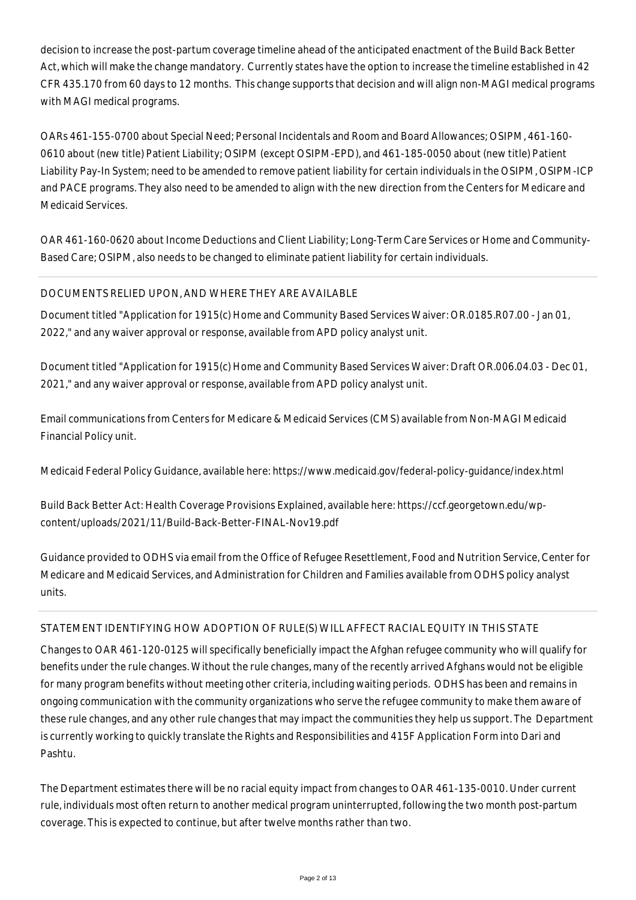decision to increase the post-partum coverage timeline ahead of the anticipated enactment of the Build Back Better Act, which will make the change mandatory. Currently states have the option to increase the timeline established in 42 CFR 435.170 from 60 days to 12 months. This change supports that decision and will align non-MAGI medical programs with MAGI medical programs.

OARs 461-155-0700 about Special Need; Personal Incidentals and Room and Board Allowances; OSIPM, 461-160-0610 about (new title) Patient Liability; OSIPM (except OSIPM-EPD), and 461-185-0050 about (new title) Patient Liability Pay-In System; need to be amended to remove patient liability for certain individuals in the OSIPM, OSIPM-ICP and PACE programs. They also need to be amended to align with the new direction from the Centers for Medicare and Medicaid Services.

OAR 461-160-0620 about Income Deductions and Client Liability; Long-Term Care Services or Home and Community-Based Care; OSIPM, also needs to be changed to eliminate patient liability for certain individuals.

## DOCUMENTS RELIED UPON, AND WHERE THEY ARE AVAILABLE

Document titled "Application for 1915(c) Home and Community Based Services Waiver: OR.0185.R07.00 - Jan 01, 2022," and any waiver approval or response, available from APD policy analyst unit.

Document titled "Application for 1915(c) Home and Community Based Services Waiver: Draft OR.006.04.03 - Dec 01, 2021," and any waiver approval or response, available from APD policy analyst unit.

Email communications from Centers for Medicare & Medicaid Services (CMS) available from Non-MAGI Medicaid Financial Policy unit.

Medicaid Federal Policy Guidance, available here: https://www.medicaid.gov/federal-policy-guidance/index.html

Build Back Better Act: Health Coverage Provisions Explained, available here: https://ccf.georgetown.edu/wp-content/uploads/2021/11/Build-Back-Better-FINAL-Nov19.pdf

Guidance provided to ODHS via email from the Office of Refugee Resettlement, Food and Nutrition Service, Center for Medicare and Medicaid Services, and Administration for Children and Families available from ODHS policy analyst units.

## STATEMENT IDENTIFYING HOW ADOPTION OF RULE(S) WILL AFFECT RACIAL EQUITY IN THIS STATE

Changes to OAR 461-120-0125 will specifically beneficially impact the Afghan refugee community who will qualify for benefits under the rule changes. Without the rule changes, many of the recently arrived Afghans would not be eligible for many program benefits without meeting other criteria, including waiting periods. ODHS has been and remains in ongoing communication with the community organizations who serve the refugee community to make them aware of these rule changes, and any other rule changes that may impact the communities they help us support. The Department is currently working to quickly translate the Rights and Responsibilities and 415F Application Form into Dari and Pashtu.

The Department estimates there will be no racial equity impact from changes to OAR 461-135-0010. Under current rule, individuals most often return to another medical program uninterrupted, following the two month post-partum coverage. This is expected to continue, but after twelve months rather than two.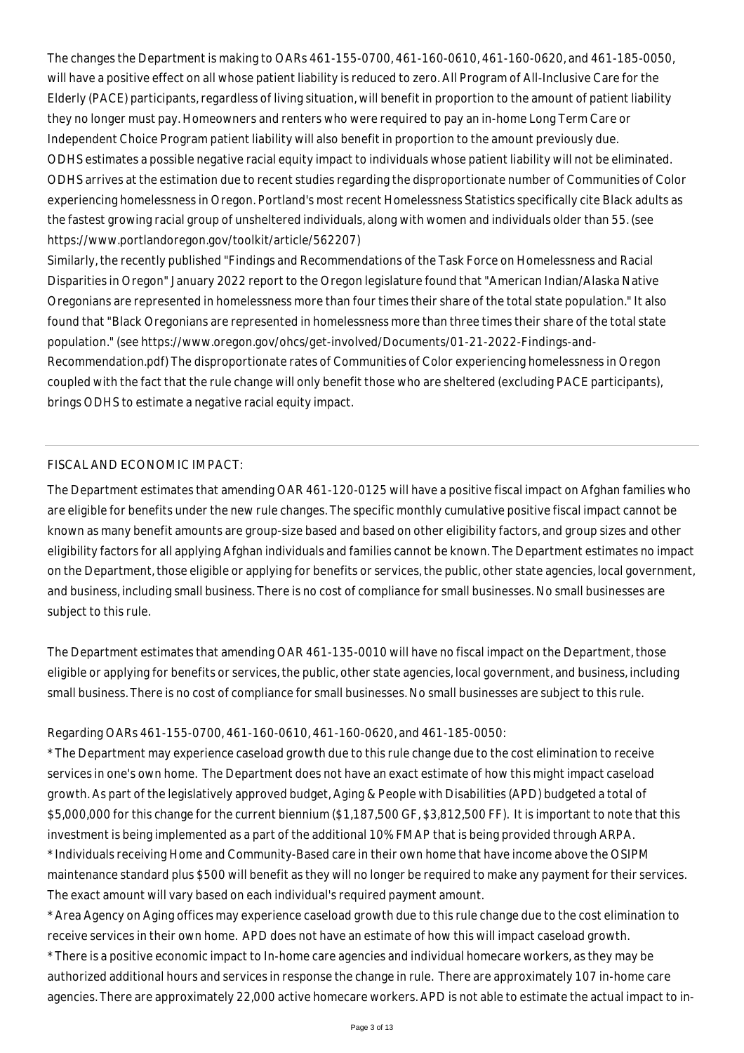The changes the Department is making to OARs 461-155-0700, 461-160-0610, 461-160-0620, and 461-185-0050, will have a positive effect on all whose patient liability is reduced to zero. All Program of All-Inclusive Care for the Elderly (PACE) participants, regardless of living situation, will benefit in proportion to the amount of patient liability they no longer must pay. Homeowners and renters who were required to pay an in-home Long Term Care or Independent Choice Program patient liability will also benefit in proportion to the amount previously due.

ODHS estimates a possible negative racial equity impact to individuals whose patient liability will not be eliminated. ODHS arrives at the estimation due to recent studies regarding the disproportionate number of Communities of Color experiencing homelessness in Oregon. Portland's most recent Homelessness Statistics specifically cite Black adults as the fastest growing racial group of unsheltered individuals, along with women and individuals older than 55. (see https://www.portlandoregon.gov/toolkit/article/562207)

Similarly, the recently published "Findings and Recommendations of the Task Force on Homelessness and Racial Disparities in Oregon" January 2022 report to the Oregon legislature found that "American Indian/Alaska Native Oregonians are represented in homelessness more than four times their share of the total state population." It also found that "Black Oregonians are represented in homelessness more than three times their share of the total state population." (see https://www.oregon.gov/ohcs/get-involved/Documents/01-21-2022-Findings-and-Recommendation.pdf) The disproportionate rates of Communities of Color experiencing homelessness in Oregon coupled with the fact that the rule change will only benefit those who are sheltered (excluding PACE participants), brings ODHS to estimate a negative racial equity impact.

FISCAL AND ECONOMIC IMPACT:

The Department estimates that amending OAR 461-120-0125 will have a positive fiscal impact on Afghan families who are eligible for benefits under the new rule changes. The specific monthly cumulative positive fiscal impact cannot be known as many benefit amounts are group-size based and based on other eligibility factors, and group sizes and other eligibility factors for all applying Afghan individuals and families cannot be known. The Department estimates no impact on the Department, those eligible or applying for benefits or services, the public, other state agencies, local government, and business, including small business. There is no cost of compliance for small businesses. No small businesses are subject to this rule.

The Department estimates that amending OAR 461-135-0010 will have no fiscal impact on the Department, those eligible or applying for benefits or services, the public, other state agencies, local government, and business, including small business. There is no cost of compliance for small businesses. No small businesses are subject to this rule.

Regarding OARs 461-155-0700, 461-160-0610, 461-160-0620, and 461-185-0050:

* The Department may experience caseload growth due to this rule change due to the cost elimination to receive services in one's own home. The Department does not have an exact estimate of how this might impact caseload growth. As part of the legislatively approved budget, Aging & People with Disabilities (APD) budgeted a total of $5,000,000 for this change for the current biennium ($1,187,500 GF, $3,812,500 FF). It is important to note that this investment is being implemented as a part of the additional 10% FMAP that is being provided through ARPA.
* Individuals receiving Home and Community-Based care in their own home that have income above the OSIPM maintenance standard plus $500 will benefit as they will no longer be required to make any payment for their services. The exact amount will vary based on each individual's required payment amount.
* Area Agency on Aging offices may experience caseload growth due to this rule change due to the cost elimination to receive services in their own home. APD does not have an estimate of how this will impact caseload growth.
* There is a positive economic impact to In-home care agencies and individual homecare workers, as they may be authorized additional hours and services in response the change in rule. There are approximately 107 in-home care agencies. There are approximately 22,000 active homecare workers. APD is not able to estimate the actual impact to in-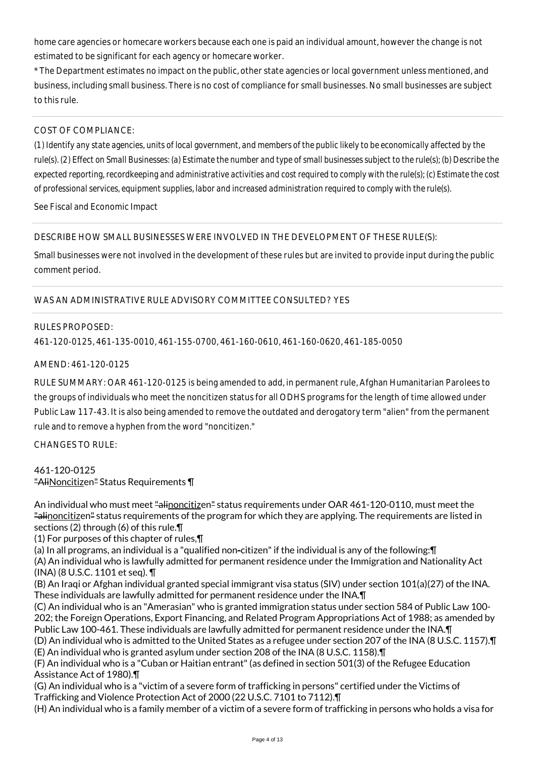home care agencies or homecare workers because each one is paid an individual amount, however the change is not estimated to be significant for each agency or homecare worker.

* The Department estimates no impact on the public, other state agencies or local government unless mentioned, and business, including small business. There is no cost of compliance for small businesses. No small businesses are subject to this rule.

COST OF COMPLIANCE:

*(1) Identify any state agencies, units of local government, and members of the public likely to be economically affected by the rule(s). (2) Effect on Small Businesses: (a) Estimate the number and type of small businesses subject to the rule(s); (b) Describe the expected reporting, recordkeeping and administrative activities and cost required to comply with the rule(s); (c) Estimate the cost of professional services, equipment supplies, labor and increased administration required to comply with the rule(s).*

See Fiscal and Economic Impact

DESCRIBE HOW SMALL BUSINESSES WERE INVOLVED IN THE DEVELOPMENT OF THESE RULE(S):

Small businesses were not involved in the development of these rules but are invited to provide input during the public comment period.

WAS AN ADMINISTRATIVE RULE ADVISORY COMMITTEE CONSULTED? YES

RULES PROPOSED:

461-120-0125, 461-135-0010, 461-155-0700, 461-160-0610, 461-160-0620, 461-185-0050

AMEND: 461-120-0125

RULE SUMMARY: OAR 461-120-0125 is being amended to add, in permanent rule, Afghan Humanitarian Parolees to the groups of individuals who meet the noncitizen status for all ODHS programs for the length of time allowed under Public Law 117-43. It is also being amended to remove the outdated and derogatory term "alien" from the permanent rule and to remove a hyphen from the word "noncitizen."

CHANGES TO RULE:

461-120-0125
~~"Ali~~Noncitizen~~"~~ Status Requirements ¶

An individual who must meet ~~"ali~~noncitizen~~"~~ status requirements under OAR 461-120-0110, must meet the ~~"ali~~noncitizen~~"~~ status requirements of the program for which they are applying. The requirements are listed in sections (2) through (6) of this rule.¶
(1) For purposes of this chapter of rules,¶
(a) In all programs, an individual is a "qualified non~~-~~citizen" if the individual is any of the following:¶
(A) An individual who is lawfully admitted for permanent residence under the Immigration and Nationality Act (INA) (8 U.S.C. 1101 et seq). ¶
(B) An Iraqi or Afghan individual granted special immigrant visa status (SIV) under section 101(a)(27) of the INA. These individuals are lawfully admitted for permanent residence under the INA.¶
(C) An individual who is an "Amerasian" who is granted immigration status under section 584 of Public Law 100-202; the Foreign Operations, Export Financing, and Related Program Appropriations Act of 1988; as amended by Public Law 100-461. These individuals are lawfully admitted for permanent residence under the INA.¶
(D) An individual who is admitted to the United States as a refugee under section 207 of the INA (8 U.S.C. 1157).¶
(E) An individual who is granted asylum under section 208 of the INA (8 U.S.C. 1158).¶
(F) An individual who is a "Cuban or Haitian entrant" (as defined in section 501(3) of the Refugee Education Assistance Act of 1980).¶
(G) An individual who is a "victim of a severe form of trafficking in persons" certified under the Victims of Trafficking and Violence Protection Act of 2000 (22 U.S.C. 7101 to 7112).¶
(H) An individual who is a family member of a victim of a severe form of trafficking in persons who holds a visa for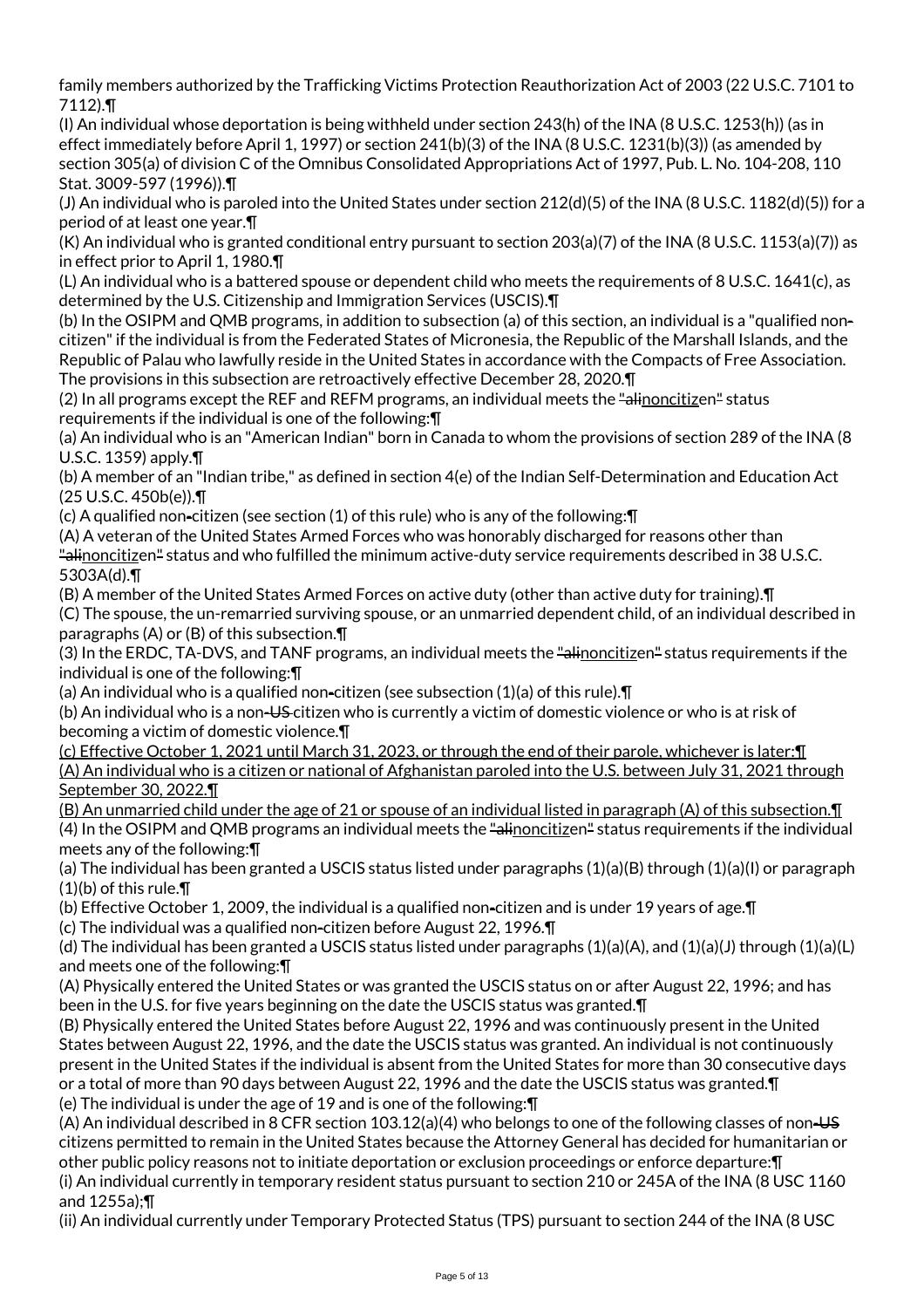family members authorized by the Trafficking Victims Protection Reauthorization Act of 2003 (22 U.S.C. 7101 to 7112).¶

(I) An individual whose deportation is being withheld under section 243(h) of the INA (8 U.S.C. 1253(h)) (as in effect immediately before April 1, 1997) or section 241(b)(3) of the INA (8 U.S.C. 1231(b)(3)) (as amended by section 305(a) of division C of the Omnibus Consolidated Appropriations Act of 1997, Pub. L. No. 104-208, 110 Stat. 3009-597 (1996)).¶

(J) An individual who is paroled into the United States under section 212(d)(5) of the INA (8 U.S.C. 1182(d)(5)) for a period of at least one year.¶

(K) An individual who is granted conditional entry pursuant to section 203(a)(7) of the INA (8 U.S.C. 1153(a)(7)) as in effect prior to April 1, 1980.¶

(L) An individual who is a battered spouse or dependent child who meets the requirements of 8 U.S.C. 1641(c), as determined by the U.S. Citizenship and Immigration Services (USCIS).¶

(b) In the OSIPM and QMB programs, in addition to subsection (a) of this section, an individual is a "qualified non~~-~~citizen" if the individual is from the Federated States of Micronesia, the Republic of the Marshall Islands, and the Republic of Palau who lawfully reside in the United States in accordance with the Compacts of Free Association. The provisions in this subsection are retroactively effective December 28, 2020.¶

(2) In all programs except the REF and REFM programs, an individual meets the ~~"ali~~<u>noncitiz</u>en~~"~~ status requirements if the individual is one of the following:¶

(a) An individual who is an "American Indian" born in Canada to whom the provisions of section 289 of the INA (8 U.S.C. 1359) apply.¶

(b) A member of an "Indian tribe," as defined in section 4(e) of the Indian Self-Determination and Education Act (25 U.S.C. 450b(e)).¶

(c) A qualified non~~-~~citizen (see section (1) of this rule) who is any of the following:¶

(A) A veteran of the United States Armed Forces who was honorably discharged for reasons other than ~~"ali~~<u>noncitiz</u>en~~"~~ status and who fulfilled the minimum active-duty service requirements described in 38 U.S.C. 5303A(d).¶

(B) A member of the United States Armed Forces on active duty (other than active duty for training).¶

(C) The spouse, the un-remarried surviving spouse, or an unmarried dependent child, of an individual described in paragraphs (A) or (B) of this subsection.¶

(3) In the ERDC, TA-DVS, and TANF programs, an individual meets the ~~"ali~~<u>noncitiz</u>en~~"~~ status requirements if the individual is one of the following:¶

(a) An individual who is a qualified non~~-~~citizen (see subsection (1)(a) of this rule).¶

(b) An individual who is a non~~-US~~ citizen who is currently a victim of domestic violence or who is at risk of becoming a victim of domestic violence.¶

<u>(c) Effective October 1, 2021 until March 31, 2023, or through the end of their parole, whichever is later:¶</u>

<u>(A) An individual who is a citizen or national of Afghanistan paroled into the U.S. between July 31, 2021 through September 30, 2022.¶</u>

<u>(B) An unmarried child under the age of 21 or spouse of an individual listed in paragraph (A) of this subsection.¶</u>

(4) In the OSIPM and QMB programs an individual meets the ~~"ali~~<u>noncitiz</u>en~~"~~ status requirements if the individual meets any of the following:¶

(a) The individual has been granted a USCIS status listed under paragraphs (1)(a)(B) through (1)(a)(I) or paragraph (1)(b) of this rule.¶

(b) Effective October 1, 2009, the individual is a qualified non~~-~~citizen and is under 19 years of age.¶

(c) The individual was a qualified non~~-~~citizen before August 22, 1996.¶

(d) The individual has been granted a USCIS status listed under paragraphs (1)(a)(A), and (1)(a)(J) through (1)(a)(L) and meets one of the following:¶

(A) Physically entered the United States or was granted the USCIS status on or after August 22, 1996; and has been in the U.S. for five years beginning on the date the USCIS status was granted.¶

(B) Physically entered the United States before August 22, 1996 and was continuously present in the United States between August 22, 1996, and the date the USCIS status was granted. An individual is not continuously present in the United States if the individual is absent from the United States for more than 30 consecutive days or a total of more than 90 days between August 22, 1996 and the date the USCIS status was granted.¶

(e) The individual is under the age of 19 and is one of the following:¶

(A) An individual described in 8 CFR section 103.12(a)(4) who belongs to one of the following classes of non~~-US~~ citizens permitted to remain in the United States because the Attorney General has decided for humanitarian or other public policy reasons not to initiate deportation or exclusion proceedings or enforce departure:¶

(i) An individual currently in temporary resident status pursuant to section 210 or 245A of the INA (8 USC 1160 and 1255a);¶

(ii) An individual currently under Temporary Protected Status (TPS) pursuant to section 244 of the INA (8 USC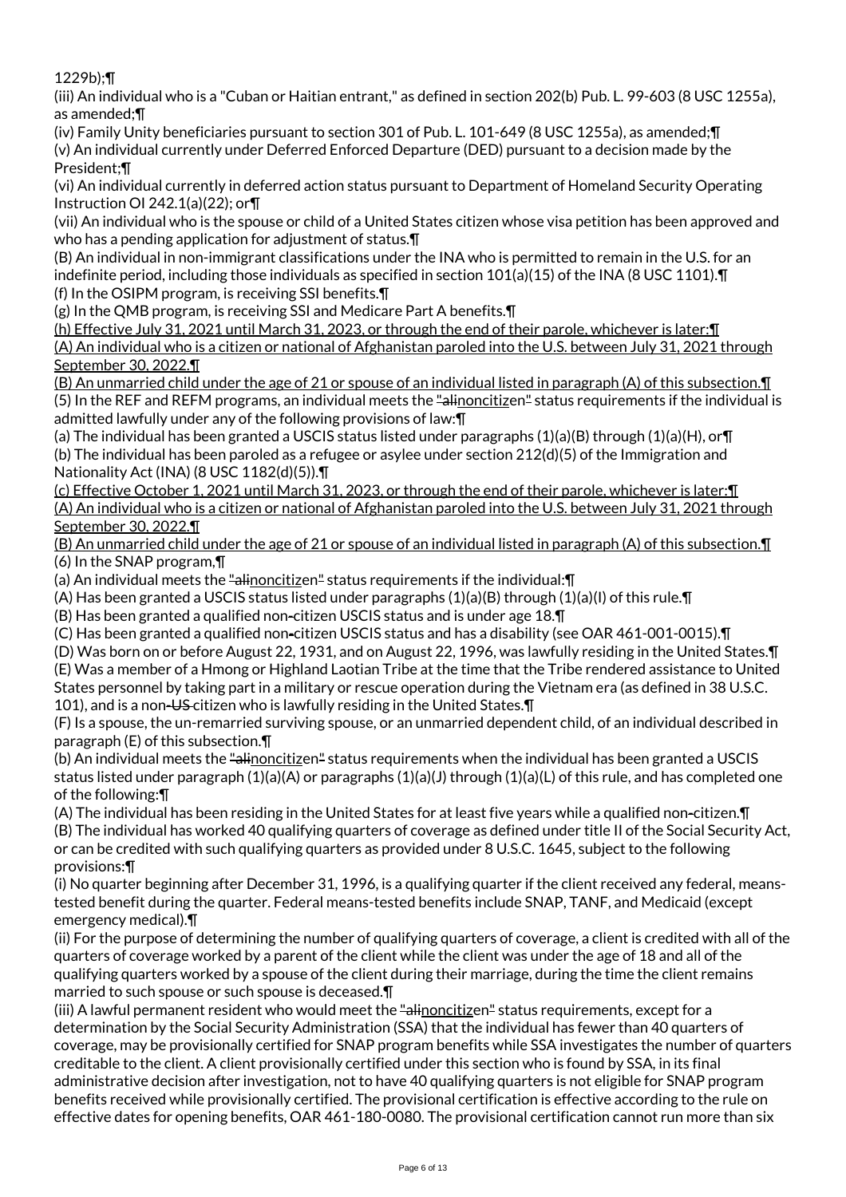1229b);¶

(iii) An individual who is a "Cuban or Haitian entrant," as defined in section 202(b) Pub. L. 99-603 (8 USC 1255a), as amended;¶

(iv) Family Unity beneficiaries pursuant to section 301 of Pub. L. 101-649 (8 USC 1255a), as amended;¶

(v) An individual currently under Deferred Enforced Departure (DED) pursuant to a decision made by the President;¶

(vi) An individual currently in deferred action status pursuant to Department of Homeland Security Operating Instruction OI 242.1(a)(22); or¶

(vii) An individual who is the spouse or child of a United States citizen whose visa petition has been approved and who has a pending application for adjustment of status.¶

(B) An individual in non-immigrant classifications under the INA who is permitted to remain in the U.S. for an indefinite period, including those individuals as specified in section 101(a)(15) of the INA (8 USC 1101).¶

(f) In the OSIPM program, is receiving SSI benefits.¶

(g) In the QMB program, is receiving SSI and Medicare Part A benefits.¶

(h) Effective July 31, 2021 until March 31, 2023, or through the end of their parole, whichever is later:¶

(A) An individual who is a citizen or national of Afghanistan paroled into the U.S. between July 31, 2021 through September 30, 2022.¶

(B) An unmarried child under the age of 21 or spouse of an individual listed in paragraph (A) of this subsection.¶

(5) In the REF and REFM programs, an individual meets the ~~"ali~~noncitizen~~"~~ status requirements if the individual is admitted lawfully under any of the following provisions of law:¶

(a) The individual has been granted a USCIS status listed under paragraphs (1)(a)(B) through (1)(a)(H), or¶

(b) The individual has been paroled as a refugee or asylee under section 212(d)(5) of the Immigration and Nationality Act (INA) (8 USC 1182(d)(5)).¶

(c) Effective October 1, 2021 until March 31, 2023, or through the end of their parole, whichever is later:¶

(A) An individual who is a citizen or national of Afghanistan paroled into the U.S. between July 31, 2021 through September 30, 2022.¶

(B) An unmarried child under the age of 21 or spouse of an individual listed in paragraph (A) of this subsection.¶

(6) In the SNAP program,¶

(a) An individual meets the ~~"ali~~noncitizen~~"~~ status requirements if the individual:¶

(A) Has been granted a USCIS status listed under paragraphs (1)(a)(B) through (1)(a)(I) of this rule.¶

(B) Has been granted a qualified non~~-~~citizen USCIS status and is under age 18.¶

(C) Has been granted a qualified non~~-~~citizen USCIS status and has a disability (see OAR 461-001-0015).¶

(D) Was born on or before August 22, 1931, and on August 22, 1996, was lawfully residing in the United States.¶

(E) Was a member of a Hmong or Highland Laotian Tribe at the time that the Tribe rendered assistance to United States personnel by taking part in a military or rescue operation during the Vietnam era (as defined in 38 U.S.C. 101), and is a non~~-US~~ citizen who is lawfully residing in the United States.¶

(F) Is a spouse, the un-remarried surviving spouse, or an unmarried dependent child, of an individual described in paragraph (E) of this subsection.¶

(b) An individual meets the ~~"ali~~noncitizen~~"~~ status requirements when the individual has been granted a USCIS status listed under paragraph (1)(a)(A) or paragraphs (1)(a)(J) through (1)(a)(L) of this rule, and has completed one of the following:¶

(A) The individual has been residing in the United States for at least five years while a qualified non~~-~~citizen.¶

(B) The individual has worked 40 qualifying quarters of coverage as defined under title II of the Social Security Act, or can be credited with such qualifying quarters as provided under 8 U.S.C. 1645, subject to the following provisions:¶

(i) No quarter beginning after December 31, 1996, is a qualifying quarter if the client received any federal, means-tested benefit during the quarter. Federal means-tested benefits include SNAP, TANF, and Medicaid (except emergency medical).¶

(ii) For the purpose of determining the number of qualifying quarters of coverage, a client is credited with all of the quarters of coverage worked by a parent of the client while the client was under the age of 18 and all of the qualifying quarters worked by a spouse of the client during their marriage, during the time the client remains married to such spouse or such spouse is deceased.¶

(iii) A lawful permanent resident who would meet the ~~"ali~~noncitizen~~"~~ status requirements, except for a determination by the Social Security Administration (SSA) that the individual has fewer than 40 quarters of coverage, may be provisionally certified for SNAP program benefits while SSA investigates the number of quarters creditable to the client. A client provisionally certified under this section who is found by SSA, in its final administrative decision after investigation, not to have 40 qualifying quarters is not eligible for SNAP program benefits received while provisionally certified. The provisional certification is effective according to the rule on effective dates for opening benefits, OAR 461-180-0080. The provisional certification cannot run more than six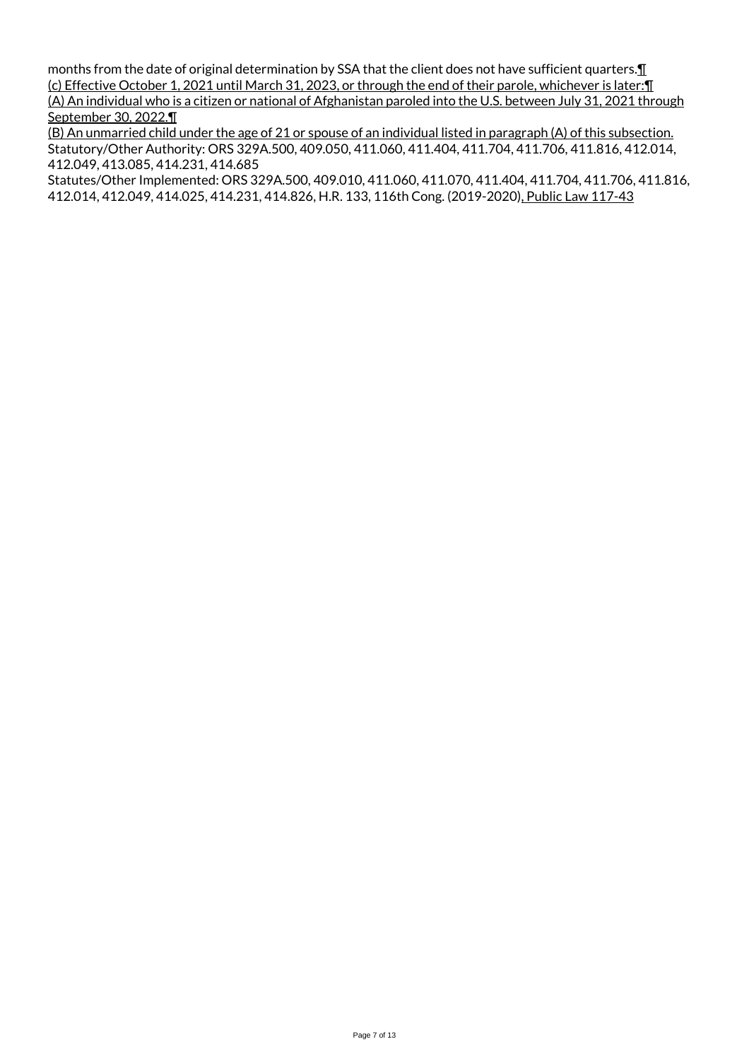months from the date of original determination by SSA that the client does not have sufficient quarters.¶
(c) Effective October 1, 2021 until March 31, 2023, or through the end of their parole, whichever is later:¶
(A) An individual who is a citizen or national of Afghanistan paroled into the U.S. between July 31, 2021 through September 30, 2022.¶
(B) An unmarried child under the age of 21 or spouse of an individual listed in paragraph (A) of this subsection.
Statutory/Other Authority: ORS 329A.500, 409.050, 411.060, 411.404, 411.704, 411.706, 411.816, 412.014, 412.049, 413.085, 414.231, 414.685
Statutes/Other Implemented: ORS 329A.500, 409.010, 411.060, 411.070, 411.404, 411.704, 411.706, 411.816, 412.014, 412.049, 414.025, 414.231, 414.826, H.R. 133, 116th Cong. (2019-2020), Public Law 117-43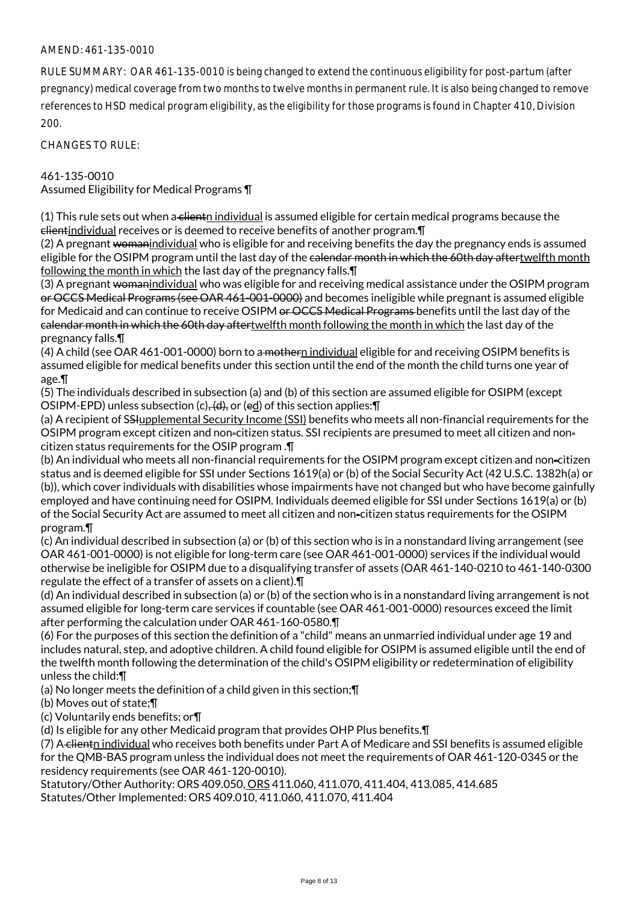AMEND: 461-135-0010

RULE SUMMARY: OAR 461-135-0010 is being changed to extend the continuous eligibility for post-partum (after pregnancy) medical coverage from two months to twelve months in permanent rule. It is also being changed to remove references to HSD medical program eligibility, as the eligibility for those programs is found in Chapter 410, Division 200.

CHANGES TO RULE:

461-135-0010
Assumed Eligibility for Medical Programs ¶

(1) This rule sets out when a ~~client~~n individual is assumed eligible for certain medical programs because the ~~client~~individual receives or is deemed to receive benefits of another program.¶
(2) A pregnant ~~woman~~individual who is eligible for and receiving benefits the day the pregnancy ends is assumed eligible for the OSIPM program until the last day of the ~~calendar month in which the 60th day after~~twelfth month following the month in which the last day of the pregnancy falls.¶
(3) A pregnant ~~woman~~individual who was eligible for and receiving medical assistance under the OSIPM program ~~or OCCS Medical Programs (see OAR 461-001-0000)~~ and becomes ineligible while pregnant is assumed eligible for Medicaid and can continue to receive OSIPM ~~or OCCS Medical Programs~~ benefits until the last day of the ~~calendar month in which the 60th day after~~twelfth month following the month in which the last day of the pregnancy falls.¶
(4) A child (see OAR 461-001-0000) born to a ~~mother~~n individual eligible for and receiving OSIPM benefits is assumed eligible for medical benefits under this section until the end of the month the child turns one year of age.¶
(5) The individuals described in subsection (a) and (b) of this section are assumed eligible for OSIPM (except OSIPM-EPD) unless subsection (c)~~, (d),~~ or (~~e~~d) of this section applies:¶
(a) A recipient of S~~SI~~upplemental Security Income (SSI) benefits who meets all non-financial requirements for the OSIPM program except citizen and non-citizen status. SSI recipients are presumed to meet all citizen and non-citizen status requirements for the OSIP program .¶
(b) An individual who meets all non-financial requirements for the OSIPM program except citizen and non-citizen status and is deemed eligible for SSI under Sections 1619(a) or (b) of the Social Security Act (42 U.S.C. 1382h(a) or (b)), which cover individuals with disabilities whose impairments have not changed but who have become gainfully employed and have continuing need for OSIPM. Individuals deemed eligible for SSI under Sections 1619(a) or (b) of the Social Security Act are assumed to meet all citizen and non-citizen status requirements for the OSIPM program.¶
(c) An individual described in subsection (a) or (b) of this section who is in a nonstandard living arrangement (see OAR 461-001-0000) is not eligible for long-term care (see OAR 461-001-0000) services if the individual would otherwise be ineligible for OSIPM due to a disqualifying transfer of assets (OAR 461-140-0210 to 461-140-0300 regulate the effect of a transfer of assets on a client).¶
(d) An individual described in subsection (a) or (b) of the section who is in a nonstandard living arrangement is not assumed eligible for long-term care services if countable (see OAR 461-001-0000) resources exceed the limit after performing the calculation under OAR 461-160-0580.¶
(6) For the purposes of this section the definition of a "child" means an unmarried individual under age 19 and includes natural, step, and adoptive children. A child found eligible for OSIPM is assumed eligible until the end of the twelfth month following the determination of the child's OSIPM eligibility or redetermination of eligibility unless the child:¶
(a) No longer meets the definition of a child given in this section;¶
(b) Moves out of state;¶
(c) Voluntarily ends benefits; or¶
(d) Is eligible for any other Medicaid program that provides OHP Plus benefits.¶
(7) A ~~client~~n individual who receives both benefits under Part A of Medicare and SSI benefits is assumed eligible for the QMB-BAS program unless the individual does not meet the requirements of OAR 461-120-0345 or the residency requirements (see OAR 461-120-0010).
Statutory/Other Authority: ORS 409.050, ORS 411.060, 411.070, 411.404, 413.085, 414.685
Statutes/Other Implemented: ORS 409.010, 411.060, 411.070, 411.404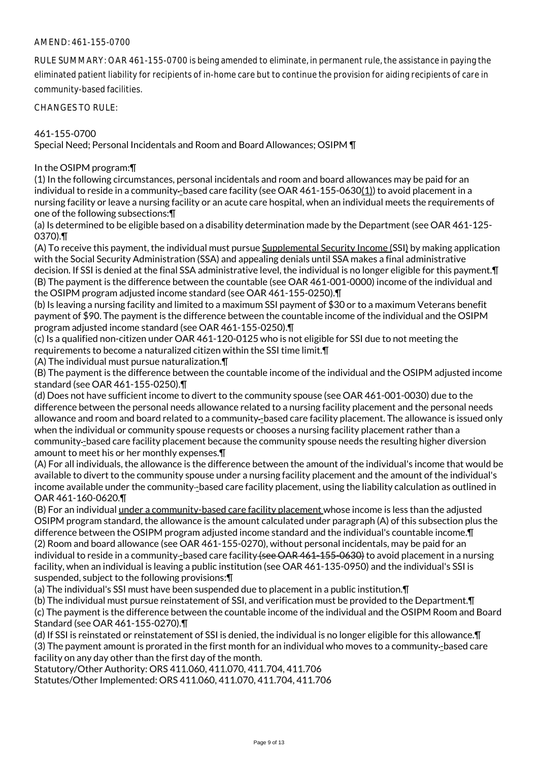AMEND: 461-155-0700

RULE SUMMARY: OAR 461-155-0700 is being amended to eliminate, in permanent rule, the assistance in paying the eliminated patient liability for recipients of in-home care but to continue the provision for aiding recipients of care in community-based facilities.

CHANGES TO RULE:

461-155-0700
Special Need; Personal Incidentals and Room and Board Allowances; OSIPM ¶

In the OSIPM program:¶
(1) In the following circumstances, personal incidentals and room and board allowances may be paid for an individual to reside in a community--based care facility (see OAR 461-155-0630(1)) to avoid placement in a nursing facility or leave a nursing facility or an acute care hospital, when an individual meets the requirements of one of the following subsections:¶
(a) Is determined to be eligible based on a disability determination made by the Department (see OAR 461-125-0370).¶
(A) To receive this payment, the individual must pursue Supplemental Security Income (SSI) by making application with the Social Security Administration (SSA) and appealing denials until SSA makes a final administrative decision. If SSI is denied at the final SSA administrative level, the individual is no longer eligible for this payment.¶
(B) The payment is the difference between the countable (see OAR 461-001-0000) income of the individual and the OSIPM program adjusted income standard (see OAR 461-155-0250).¶
(b) Is leaving a nursing facility and limited to a maximum SSI payment of $30 or to a maximum Veterans benefit payment of $90. The payment is the difference between the countable income of the individual and the OSIPM program adjusted income standard (see OAR 461-155-0250).¶
(c) Is a qualified non-citizen under OAR 461-120-0125 who is not eligible for SSI due to not meeting the requirements to become a naturalized citizen within the SSI time limit.¶
(A) The individual must pursue naturalization.¶
(B) The payment is the difference between the countable income of the individual and the OSIPM adjusted income standard (see OAR 461-155-0250).¶
(d) Does not have sufficient income to divert to the community spouse (see OAR 461-001-0030) due to the difference between the personal needs allowance related to a nursing facility placement and the personal needs allowance and room and board related to a community--based care facility placement. The allowance is issued only when the individual or community spouse requests or chooses a nursing facility placement rather than a community--based care facility placement because the community spouse needs the resulting higher diversion amount to meet his or her monthly expenses.¶
(A) For all individuals, the allowance is the difference between the amount of the individual's income that would be available to divert to the community spouse under a nursing facility placement and the amount of the individual's income available under the community--based care facility placement, using the liability calculation as outlined in OAR 461-160-0620.¶
(B) For an individual under a community-based care facility placement whose income is less than the adjusted OSIPM program standard, the allowance is the amount calculated under paragraph (A) of this subsection plus the difference between the OSIPM program adjusted income standard and the individual's countable income.¶
(2) Room and board allowance (see OAR 461-155-0270), without personal incidentals, may be paid for an individual to reside in a community--based care facility ~~(see OAR 461-155-0630)~~ to avoid placement in a nursing facility, when an individual is leaving a public institution (see OAR 461-135-0950) and the individual's SSI is suspended, subject to the following provisions:¶
(a) The individual's SSI must have been suspended due to placement in a public institution.¶
(b) The individual must pursue reinstatement of SSI, and verification must be provided to the Department.¶
(c) The payment is the difference between the countable income of the individual and the OSIPM Room and Board Standard (see OAR 461-155-0270).¶
(d) If SSI is reinstated or reinstatement of SSI is denied, the individual is no longer eligible for this allowance.¶
(3) The payment amount is prorated in the first month for an individual who moves to a community--based care facility on any day other than the first day of the month.

Statutory/Other Authority: ORS 411.060, 411.070, 411.704, 411.706
Statutes/Other Implemented: ORS 411.060, 411.070, 411.704, 411.706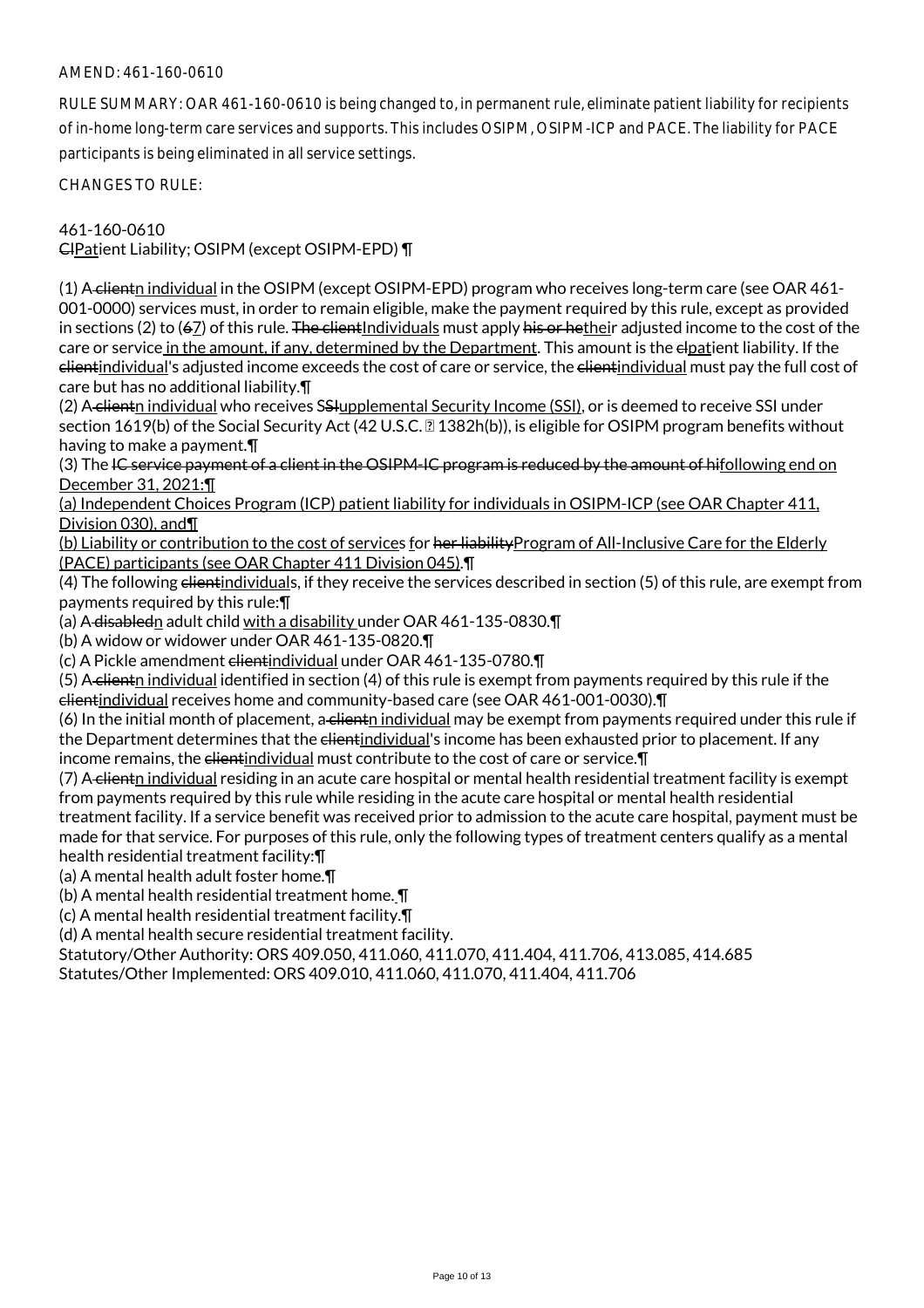AMEND: 461-160-0610

RULE SUMMARY: OAR 461-160-0610 is being changed to, in permanent rule, eliminate patient liability for recipients of in-home long-term care services and supports. This includes OSIPM, OSIPM-ICP and PACE. The liability for PACE participants is being eliminated in all service settings.

CHANGES TO RULE:

461-160-0610
~~Cl~~<u>Pat</u>ient Liability; OSIPM (except OSIPM-EPD) ¶

(1) A~~ client~~<u>n individual</u> in the OSIPM (except OSIPM-EPD) program who receives long-term care (see OAR 461-001-0000) services must, in order to remain eligible, make the payment required by this rule, except as provided in sections (2) to (~~6~~<u>7</u>) of this rule. ~~The client~~<u>Individuals</u> must apply ~~his or he~~<u>thei</u>r adjusted income to the cost of the care or service<u> in the amount, if any, determined by the Department</u>. This amount is the ~~cl~~<u>pat</u>ient liability. If the ~~client~~<u>individual</u>'s adjusted income exceeds the cost of care or service, the ~~client~~<u>individual</u> must pay the full cost of care but has no additional liability.¶

(2) A~~ client~~<u>n individual</u> who receives S~~SI~~<u>upplemental Security Income (SSI)</u>, or is deemed to receive SSI under section 1619(b) of the Social Security Act (42 U.S.C. § 1382h(b)), is eligible for OSIPM program benefits without having to make a payment.¶

(3) The ~~IC service payment of a client in the OSIPM-IC program is reduced by the amount of hi~~<u>following end on December 31, 2021:</u>¶

<u>(a) Independent Choices Program (ICP) patient liability for individuals in OSIPM-ICP (see OAR Chapter 411, Division 030), and</u>¶

<u>(b) Liability or contribution to the cost of service</u>s for ~~her liability~~<u>Program of All-Inclusive Care for the Elderly (PACE) participants (see OAR Chapter 411 Division 045)</u>.¶

(4) The following ~~client~~<u>individual</u>s, if they receive the services described in section (5) of this rule, are exempt from payments required by this rule:¶

(a) A~~ disabled~~<u>n</u> adult child <u>with a disability </u>under OAR 461-135-0830.¶

(b) A widow or widower under OAR 461-135-0820.¶

(c) A Pickle amendment ~~client~~<u>individual</u> under OAR 461-135-0780.¶

(5) A~~ client~~<u>n individual</u> identified in section (4) of this rule is exempt from payments required by this rule if the ~~client~~<u>individual</u> receives home and community-based care (see OAR 461-001-0030).¶

(6) In the initial month of placement, a~~ client~~<u>n individual</u> may be exempt from payments required under this rule if the Department determines that the ~~client~~<u>individual</u>'s income has been exhausted prior to placement. If any income remains, the ~~client~~<u>individual</u> must contribute to the cost of care or service.¶

(7) A~~ client~~<u>n individual</u> residing in an acute care hospital or mental health residential treatment facility is exempt from payments required by this rule while residing in the acute care hospital or mental health residential treatment facility. If a service benefit was received prior to admission to the acute care hospital, payment must be made for that service. For purposes of this rule, only the following types of treatment centers qualify as a mental health residential treatment facility:¶

(a) A mental health adult foster home.¶

(b) A mental health residential treatment home. ¶

(c) A mental health residential treatment facility.¶

(d) A mental health secure residential treatment facility.

Statutory/Other Authority: ORS 409.050, 411.060, 411.070, 411.404, 411.706, 413.085, 414.685
Statutes/Other Implemented: ORS 409.010, 411.060, 411.070, 411.404, 411.706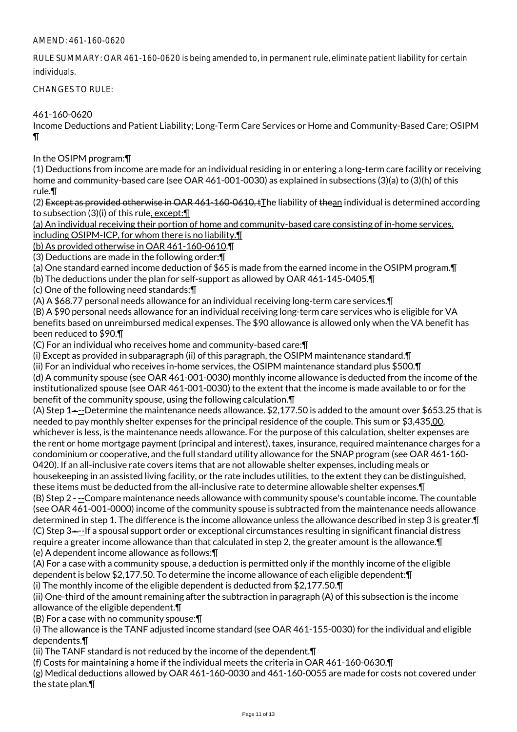AMEND: 461-160-0620

RULE SUMMARY: OAR 461-160-0620 is being amended to, in permanent rule, eliminate patient liability for certain individuals.

CHANGES TO RULE:

461-160-0620
Income Deductions and Patient Liability; Long-Term Care Services or Home and Community-Based Care; OSIPM
¶

In the OSIPM program:¶
(1) Deductions from income are made for an individual residing in or entering a long-term care facility or receiving home and community-based care (see OAR 461-001-0030) as explained in subsections (3)(a) to (3)(h) of this rule.¶
(2) ~~Except as provided otherwise in OAR 461-160-0610, t~~The liability of ~~the~~an individual is determined according to subsection (3)(i) of this rule, except:¶
(a) An individual receiving their portion of home and community-based care consisting of in-home services, including OSIPM-ICP, for whom there is no liability.¶
(b) As provided otherwise in OAR 461-160-0610.¶
(3) Deductions are made in the following order:¶
(a) One standard earned income deduction of $65 is made from the earned income in the OSIPM program.¶
(b) The deductions under the plan for self-support as allowed by OAR 461-145-0405.¶
(c) One of the following need standards:¶
(A) A $68.77 personal needs allowance for an individual receiving long-term care services.¶
(B) A $90 personal needs allowance for an individual receiving long-term care services who is eligible for VA benefits based on unreimbursed medical expenses. The $90 allowance is allowed only when the VA benefit has been reduced to $90.¶
(C) For an individual who receives home and community-based care:¶
(i) Except as provided in subparagraph (ii) of this paragraph, the OSIPM maintenance standard.¶
(ii) For an individual who receives in-home services, the OSIPM maintenance standard plus $500.¶
(d) A community spouse (see OAR 461-001-0030) monthly income allowance is deducted from the income of the institutionalized spouse (see OAR 461-001-0030) to the extent that the income is made available to or for the benefit of the community spouse, using the following calculation.¶
(A) Step 1~~--~~---Determine the maintenance needs allowance. $2,177.50 is added to the amount over $653.25 that is needed to pay monthly shelter expenses for the principal residence of the couple. This sum or $3,435.00, whichever is less, is the maintenance needs allowance. For the purpose of this calculation, shelter expenses are the rent or home mortgage payment (principal and interest), taxes, insurance, required maintenance charges for a condominium or cooperative, and the full standard utility allowance for the SNAP program (see OAR 461-160-0420). If an all-inclusive rate covers items that are not allowable shelter expenses, including meals or housekeeping in an assisted living facility, or the rate includes utilities, to the extent they can be distinguished, these items must be deducted from the all-inclusive rate to determine allowable shelter expenses.¶
(B) Step 2~~--~~---Compare maintenance needs allowance with community spouse's countable income. The countable (see OAR 461-001-0000) income of the community spouse is subtracted from the maintenance needs allowance determined in step 1. The difference is the income allowance unless the allowance described in step 3 is greater.¶
(C) Step 3~~--~~---If a spousal support order or exceptional circumstances resulting in significant financial distress require a greater income allowance than that calculated in step 2, the greater amount is the allowance.¶
(e) A dependent income allowance as follows:¶
(A) For a case with a community spouse, a deduction is permitted only if the monthly income of the eligible dependent is below $2,177.50. To determine the income allowance of each eligible dependent:¶
(i) The monthly income of the eligible dependent is deducted from $2,177.50.¶
(ii) One-third of the amount remaining after the subtraction in paragraph (A) of this subsection is the income allowance of the eligible dependent.¶
(B) For a case with no community spouse:¶
(i) The allowance is the TANF adjusted income standard (see OAR 461-155-0030) for the individual and eligible dependents.¶
(ii) The TANF standard is not reduced by the income of the dependent.¶
(f) Costs for maintaining a home if the individual meets the criteria in OAR 461-160-0630.¶
(g) Medical deductions allowed by OAR 461-160-0030 and 461-160-0055 are made for costs not covered under the state plan.¶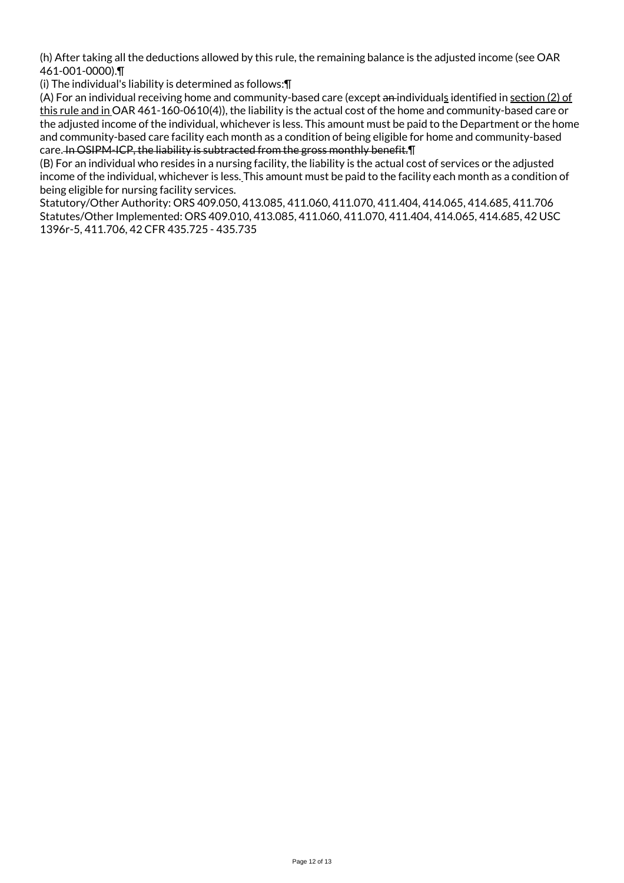(h) After taking all the deductions allowed by this rule, the remaining balance is the adjusted income (see OAR 461-001-0000).¶

(i) The individual's liability is determined as follows:¶

(A) For an individual receiving home and community-based care (except ~~an~~ individual<u>s</u> identified in <u>section (2) of this rule and in</u> OAR 461-160-0610(4)), the liability is the actual cost of the home and community-based care or the adjusted income of the individual, whichever is less. This amount must be paid to the Department or the home and community-based care facility each month as a condition of being eligible for home and community-based care. ~~In OSIPM-ICP, the liability is subtracted from the gross monthly benefit.~~¶

(B) For an individual who resides in a nursing facility, the liability is the actual cost of services or the adjusted income of the individual, whichever is less. This amount must be paid to the facility each month as a condition of being eligible for nursing facility services.

Statutory/Other Authority: ORS 409.050, 413.085, 411.060, 411.070, 411.404, 414.065, 414.685, 411.706
Statutes/Other Implemented: ORS 409.010, 413.085, 411.060, 411.070, 411.404, 414.065, 414.685, 42 USC 1396r-5, 411.706, 42 CFR 435.725 - 435.735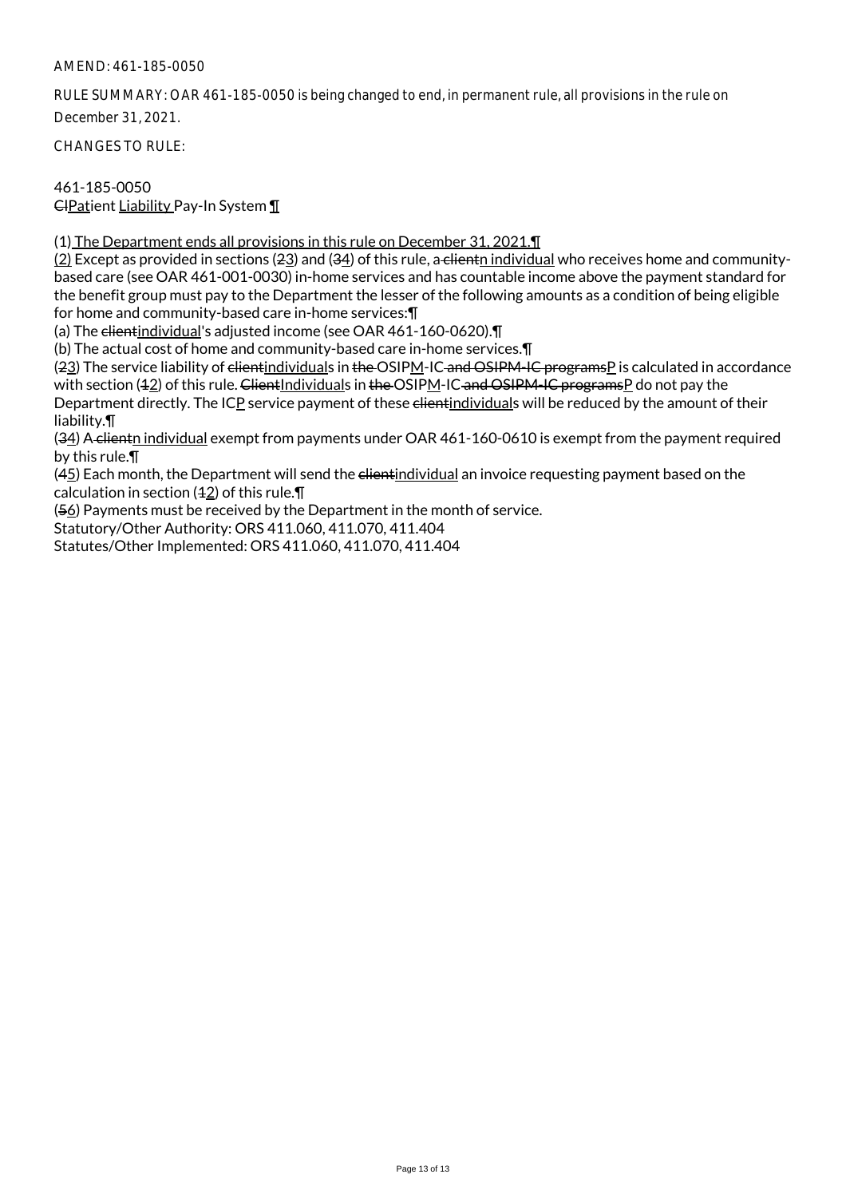AMEND: 461-185-0050

RULE SUMMARY: OAR 461-185-0050 is being changed to end, in permanent rule, all provisions in the rule on December 31, 2021.

CHANGES TO RULE:

461-185-0050
ClPatient Liability Pay-In System ¶

(1) The Department ends all provisions in this rule on December 31, 2021.¶
(2) Except as provided in sections (23) and (34) of this rule, a clientn individual who receives home and community-based care (see OAR 461-001-0030) in-home services and has countable income above the payment standard for the benefit group must pay to the Department the lesser of the following amounts as a condition of being eligible for home and community-based care in-home services:¶
(a) The clientindividual's adjusted income (see OAR 461-160-0620).¶
(b) The actual cost of home and community-based care in-home services.¶
(23) The service liability of clientindividuals in the OSIPM-IC and OSIPM-IC programsP is calculated in accordance with section (12) of this rule. ClientIndividuals in the OSIPM-IC and OSIPM-IC programsP do not pay the Department directly. The ICP service payment of these clientindividuals will be reduced by the amount of their liability.¶
(34) A clientn individual exempt from payments under OAR 461-160-0610 is exempt from the payment required by this rule.¶
(45) Each month, the Department will send the clientindividual an invoice requesting payment based on the calculation in section (12) of this rule.¶
(56) Payments must be received by the Department in the month of service.
Statutory/Other Authority: ORS 411.060, 411.070, 411.404
Statutes/Other Implemented: ORS 411.060, 411.070, 411.404